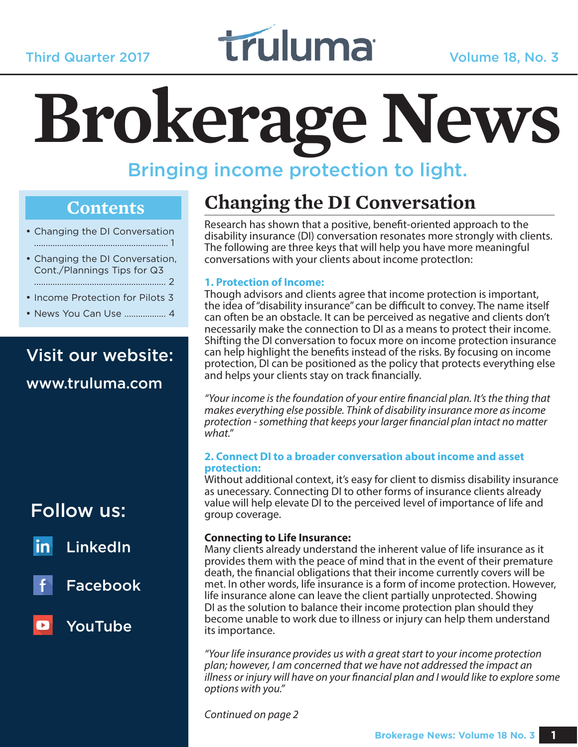Third Quarter 2017

truluma

Volume 18, No. 3

# Brokerage News

Bringing income protection to light.

## Contents

- Changing the DI Conversation ........ 1
- Changing the DI Conversation, Cont./Plannings Tips for Q3 ........ 2
- Income Protection for Pilots 3
- News You Can Use ........ 4

Visit our website:

www.truluma.com

Follow us:

- LinkedIn
- Facebook
- YouTube

## Changing the DI Conversation

Research has shown that a positive, benefit-oriented approach to the disability insurance (DI) conversation resonates more strongly with clients. The following are three keys that will help you have more meaningful conversations with your clients about income protectIon:

### 1. Protection of Income:

Though advisors and clients agree that income protection is important, the idea of "disability insurance" can be difficult to convey. The name itself can often be an obstacle. It can be perceived as negative and clients don't necessarily make the connection to DI as a means to protect their income. Shifting the DI conversation to focux more on income protection insurance can help highlight the benefits instead of the risks. By focusing on income protection, DI can be positioned as the policy that protects everything else and helps your clients stay on track financially.

*"Your income is the foundation of your entire financial plan. It's the thing that makes everything else possible. Think of disability insurance more as income protection - something that keeps your larger financial plan intact no matter what."*

### 2. Connect DI to a broader conversation about income and asset protection:

Without additional context, it's easy for client to dismiss disability insurance as unecessary. Connecting DI to other forms of insurance clients already value will help elevate DI to the perceived level of importance of life and group coverage.

**Connecting to Life Insurance:**

Many clients already understand the inherent value of life insurance as it provides them with the peace of mind that in the event of their premature death, the financial obligations that their income currently covers will be met. In other words, life insurance is a form of income protection. However, life insurance alone can leave the client partially unprotected. Showing DI as the solution to balance their income protection plan should they become unable to work due to illness or injury can help them understand its importance.

*"Your life insurance provides us with a great start to your income protection plan; however, I am concerned that we have not addressed the impact an illness or injury will have on your financial plan and I would like to explore some options with you."*

*Continued on page 2*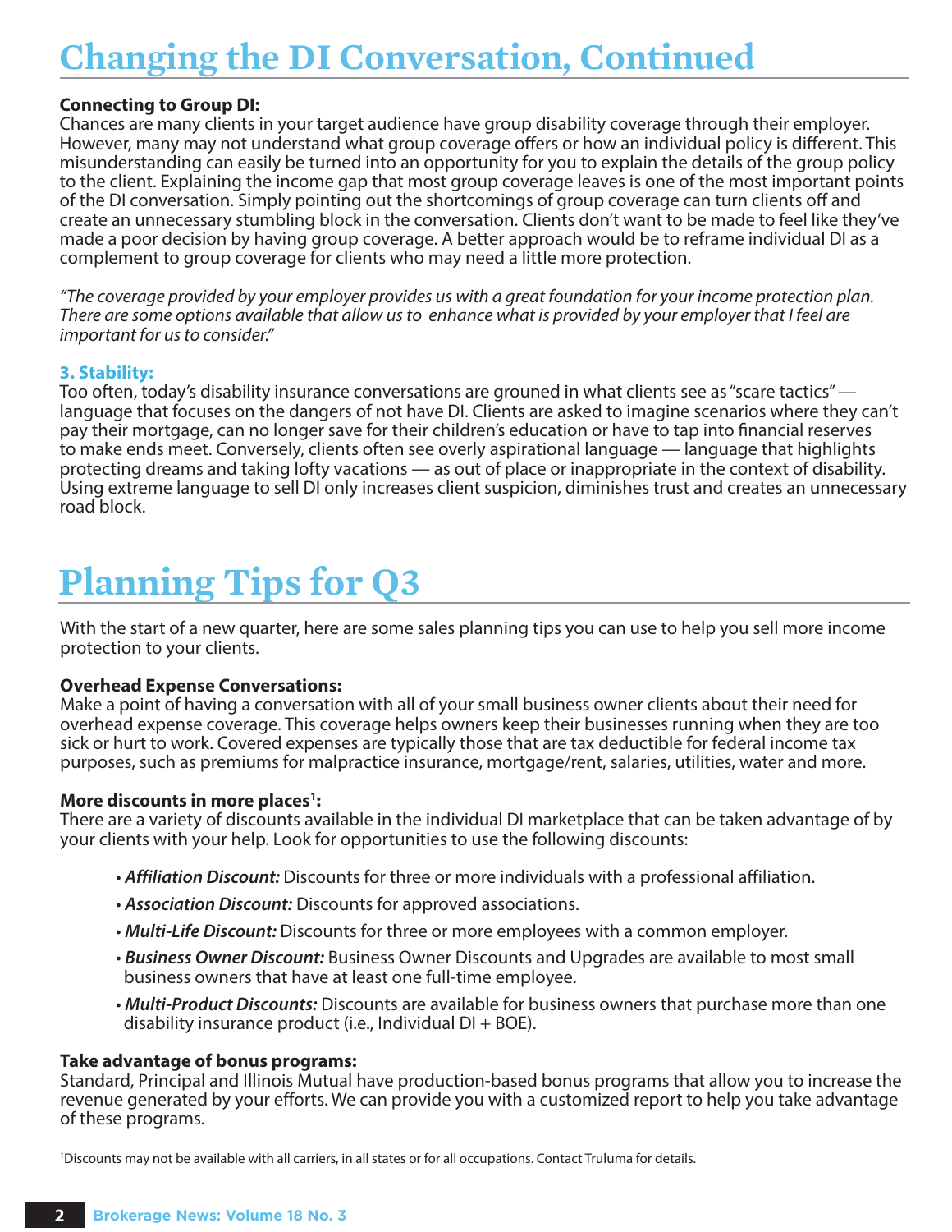# Changing the DI Conversation, Continued

**Connecting to Group DI:**
Chances are many clients in your target audience have group disability coverage through their employer. However, many may not understand what group coverage offers or how an individual policy is different. This misunderstanding can easily be turned into an opportunity for you to explain the details of the group policy to the client. Explaining the income gap that most group coverage leaves is one of the most important points of the DI conversation. Simply pointing out the shortcomings of group coverage can turn clients off and create an unnecessary stumbling block in the conversation. Clients don't want to be made to feel like they've made a poor decision by having group coverage. A better approach would be to reframe individual DI as a complement to group coverage for clients who may need a little more protection.

*"The coverage provided by your employer provides us with a great foundation for your income protection plan. There are some options available that allow us to enhance what is provided by your employer that I feel are important for us to consider."*

### 3. Stability:

Too often, today's disability insurance conversations are grouned in what clients see as "scare tactics" — language that focuses on the dangers of not have DI. Clients are asked to imagine scenarios where they can't pay their mortgage, can no longer save for their children's education or have to tap into financial reserves to make ends meet. Conversely, clients often see overly aspirational language — language that highlights protecting dreams and taking lofty vacations — as out of place or inappropriate in the context of disability. Using extreme language to sell DI only increases client suspicion, diminishes trust and creates an unnecessary road block.

# Planning Tips for Q3

With the start of a new quarter, here are some sales planning tips you can use to help you sell more income protection to your clients.

**Overhead Expense Conversations:**
Make a point of having a conversation with all of your small business owner clients about their need for overhead expense coverage. This coverage helps owners keep their businesses running when they are too sick or hurt to work. Covered expenses are typically those that are tax deductible for federal income tax purposes, such as premiums for malpractice insurance, mortgage/rent, salaries, utilities, water and more.

**More discounts in more places[1]:**
There are a variety of discounts available in the individual DI marketplace that can be taken advantage of by your clients with your help. Look for opportunities to use the following discounts:

- ***Affiliation Discount:*** Discounts for three or more individuals with a professional affiliation.
- ***Association Discount:*** Discounts for approved associations.
- ***Multi-Life Discount:*** Discounts for three or more employees with a common employer.
- ***Business Owner Discount:*** Business Owner Discounts and Upgrades are available to most small business owners that have at least one full-time employee.
- ***Multi-Product Discounts:*** Discounts are available for business owners that purchase more than one disability insurance product (i.e., Individual DI + BOE).

**Take advantage of bonus programs:**
Standard, Principal and Illinois Mutual have production-based bonus programs that allow you to increase the revenue generated by your efforts. We can provide you with a customized report to help you take advantage of these programs.

[1]Discounts may not be available with all carriers, in all states or for all occupations. Contact Truluma for details.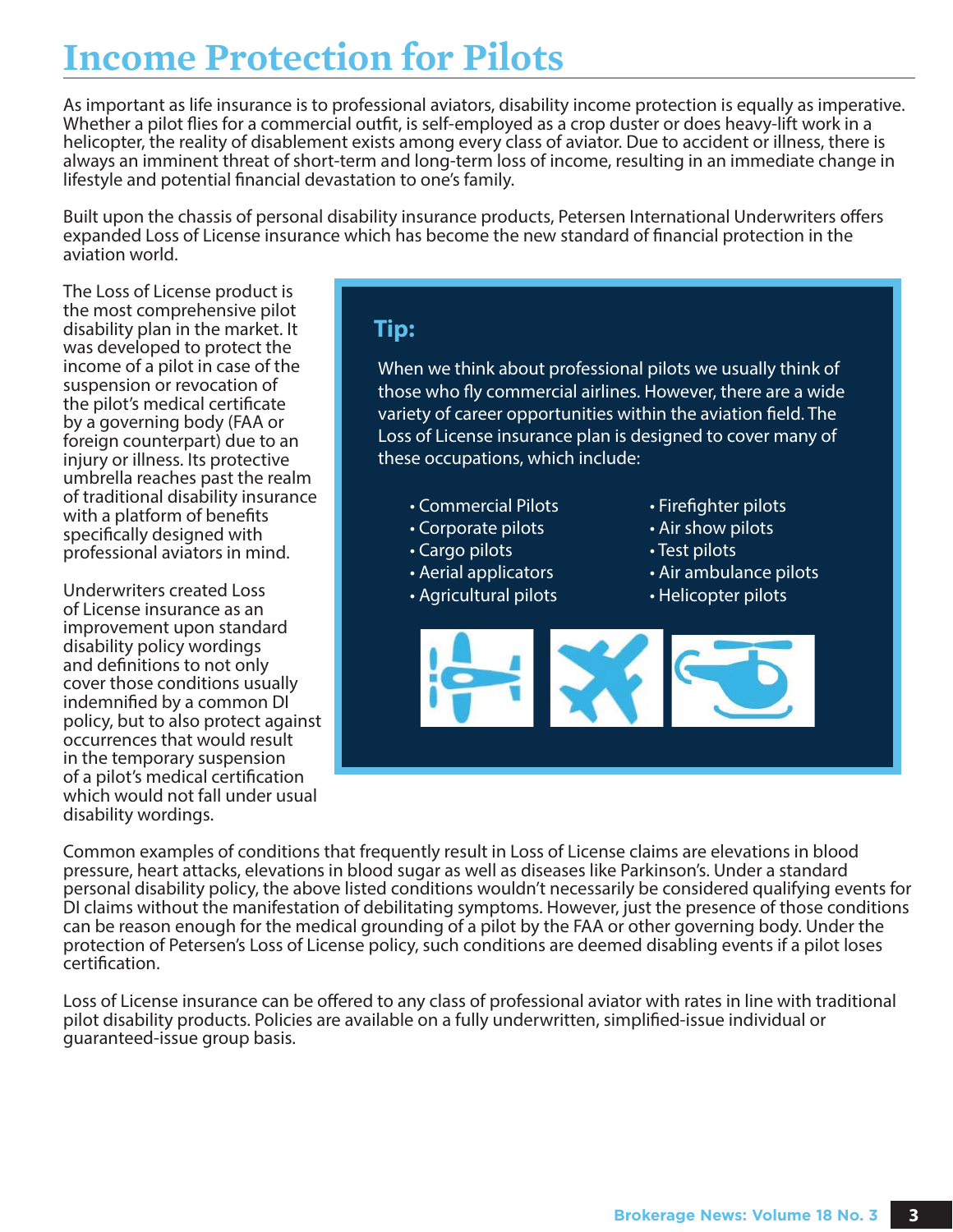# Income Protection for Pilots

As important as life insurance is to professional aviators, disability income protection is equally as imperative. Whether a pilot flies for a commercial outfit, is self-employed as a crop duster or does heavy-lift work in a helicopter, the reality of disablement exists among every class of aviator. Due to accident or illness, there is always an imminent threat of short-term and long-term loss of income, resulting in an immediate change in lifestyle and potential financial devastation to one's family.

Built upon the chassis of personal disability insurance products, Petersen International Underwriters offers expanded Loss of License insurance which has become the new standard of financial protection in the aviation world.

The Loss of License product is the most comprehensive pilot disability plan in the market. It was developed to protect the income of a pilot in case of the suspension or revocation of the pilot's medical certificate by a governing body (FAA or foreign counterpart) due to an injury or illness. Its protective umbrella reaches past the realm of traditional disability insurance with a platform of benefits specifically designed with professional aviators in mind.

Underwriters created Loss of License insurance as an improvement upon standard disability policy wordings and definitions to not only cover those conditions usually indemnified by a common DI policy, but to also protect against occurrences that would result in the temporary suspension of a pilot's medical certification which would not fall under usual disability wordings.

## Tip:

When we think about professional pilots we usually think of those who fly commercial airlines. However, there are a wide variety of career opportunities within the aviation field. The Loss of License insurance plan is designed to cover many of these occupations, which include:

- Commercial Pilots
- Corporate pilots
- Cargo pilots
- Aerial applicators
- Agricultural pilots
- Firefighter pilots
- Air show pilots
- Test pilots
- Air ambulance pilots
- Helicopter pilots

Common examples of conditions that frequently result in Loss of License claims are elevations in blood pressure, heart attacks, elevations in blood sugar as well as diseases like Parkinson's. Under a standard personal disability policy, the above listed conditions wouldn't necessarily be considered qualifying events for DI claims without the manifestation of debilitating symptoms. However, just the presence of those conditions can be reason enough for the medical grounding of a pilot by the FAA or other governing body. Under the protection of Petersen's Loss of License policy, such conditions are deemed disabling events if a pilot loses certification.

Loss of License insurance can be offered to any class of professional aviator with rates in line with traditional pilot disability products. Policies are available on a fully underwritten, simplified-issue individual or guaranteed-issue group basis.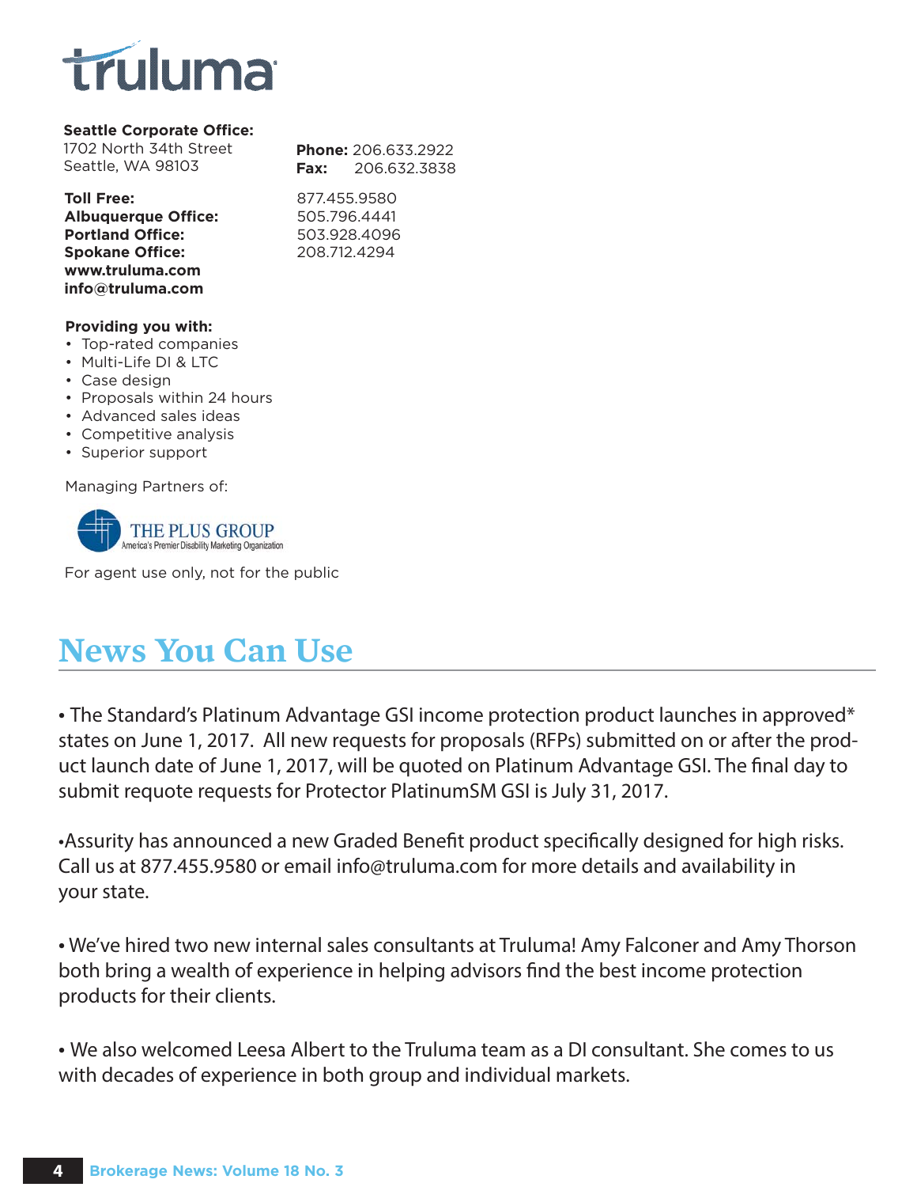truluma

**Seattle Corporate Office:**
1702 North 34th Street
Seattle, WA 98103

**Phone:** 206.633.2922
**Fax:** 206.632.3838

**Toll Free:** 877.455.9580
**Albuquerque Office:** 505.796.4441
**Portland Office:** 503.928.4096
**Spokane Office:** 208.712.4294
**www.truluma.com**
**info@truluma.com**

**Providing you with:**

- Top-rated companies
- Multi-Life DI & LTC
- Case design
- Proposals within 24 hours
- Advanced sales ideas
- Competitive analysis
- Superior support

Managing Partners of:

THE PLUS GROUP
America's Premier Disability Marketing Organization

For agent use only, not for the public

# News You Can Use

- The Standard's Platinum Advantage GSI income protection product launches in approved* states on June 1, 2017. All new requests for proposals (RFPs) submitted on or after the product launch date of June 1, 2017, will be quoted on Platinum Advantage GSI. The final day to submit requote requests for Protector PlatinumSM GSI is July 31, 2017.

- Assurity has announced a new Graded Benefit product specifically designed for high risks. Call us at 877.455.9580 or email info@truluma.com for more details and availability in your state.

- We've hired two new internal sales consultants at Truluma! Amy Falconer and Amy Thorson both bring a wealth of experience in helping advisors find the best income protection products for their clients.

- We also welcomed Leesa Albert to the Truluma team as a DI consultant. She comes to us with decades of experience in both group and individual markets.